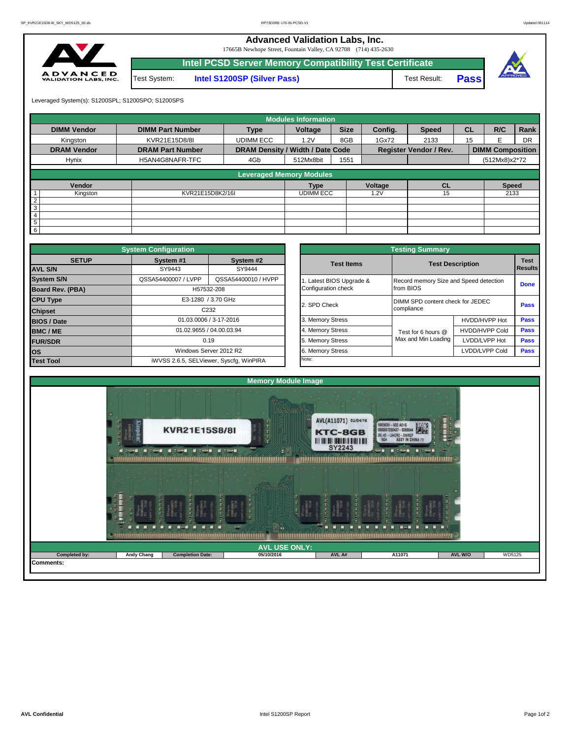# Advanced Validation Labs, Inc.

17665B Newhope Street, Fountain Valley, CA 92708 (714) 435-2630

## Intel PCSD Server Memory Compatibility Test Certificate

| Test System: | Intel S1200SP (Silver Pass) | Test Result: | Pass |
|---|---|---|---|

Leveraged System(s): S1200SPL; S1200SPO; S1200SPS

| Modules Information | | | | | | | | | |
|---|---|---|---|---|---|---|---|---|---|
| **DIMM Vendor** | **DIMM Part Number** | **Type** | **Voltage** | **Size** | **Config.** | **Speed** | **CL** | **R/C** | **Rank** |
| Kingston | KVR21E15D8/8I | UDIMM ECC | 1.2V | 8GB | 1Gx72 | 2133 | 15 | E | DR |
| **DRAM Vendor** | **DRAM Part Number** | **DRAM Density / Width / Date Code** | | | **Register Vendor / Rev.** | | | **DIMM Composition** | |
| Hynix | H5AN4G8NAFR-TFC | 4Gb | 512Mx8bit | 1551 | | | | (512Mx8)x2*72 | |

| Leveraged Memory Modules | | | | | | |
|---|---|---|---|---|---|---|
| | **Vendor** | | **Type** | **Voltage** | **CL** | **Speed** |
| 1 | Kingston | KVR21E15D8K2/16I | UDIMM ECC | 1.2V | 15 | 2133 |
| 2 | | | | | | |
| 3 | | | | | | |
| 4 | | | | | | |
| 5 | | | | | | |
| 6 | | | | | | |

| System Configuration | | |
|---|---|---|
| **SETUP** | **System #1** | **System #2** |
| **AVL S/N** | SY9443 | SY9444 |
| **System S/N** | QSSA54400007 / LVPP | QSSA54400010 / HVPP |
| **Board Rev. (PBA)** | H57532-208 | |
| **CPU Type** | E3-1280 / 3.70 GHz | |
| **Chipset** | C232 | |
| **BIOS / Date** | 01.03.0006 / 3-17-2016 | |
| **BMC / ME** | 01.02.9655 / 04.00.03.94 | |
| **FUR/SDR** | 0.19 | |
| **OS** | Windows Server 2012 R2 | |
| **Test Tool** | iWVSS 2.6.5, SELViewer, Syscfg, WinPIRA | |

| Testing Summary | | | |
|---|---|---|---|
| **Test Items** | **Test Description** | | **Test Results** |
| 1. Latest BIOS Upgrade & Configuration check | Record memory Size and Speed detection from BIOS | | Done |
| 2. SPD Check | DIMM SPD content check for JEDEC compliance | | Pass |
| 3. Memory Stress | Test for 6 hours @ Max and Min Loading | HVDD/HVPP Hot | Pass |
| 4. Memory Stress | | HVDD/HVPP Cold | Pass |
| 5. Memory Stress | | LVDD/LVPP Hot | Pass |
| 6. Memory Stress | | LVDD/LVPP Cold | Pass |
| Note: | | | |

## Memory Module Image

## AVL USE ONLY:

| Completed by: | Andy Chang | Completion Date: | 05/10/2016 | AVL A# | A11071 | AVL W/O | WD5125 |
|---|---|---|---|---|---|---|---|

**Comments:**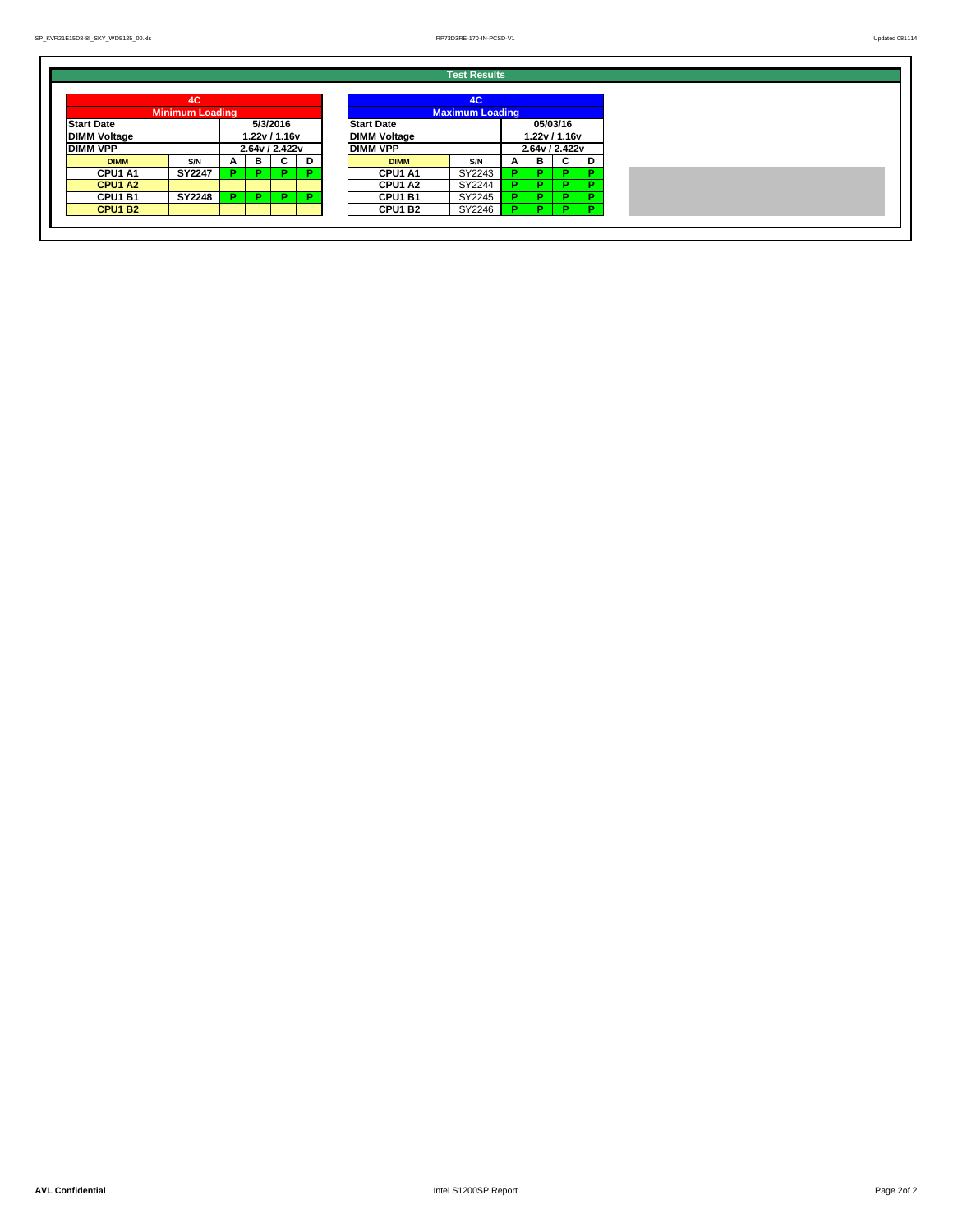## Test Results

| 4C Minimum Loading | | | | | |
|---|---|---|---|---|---|
| Start Date | | 5/3/2016 | | | |
| DIMM Voltage | | 1.22v / 1.16v | | | |
| DIMM VPP | | 2.64v / 2.422v | | | |
| DIMM | S/N | A | B | C | D |
| CPU1 A1 | SY2247 | P | P | P | P |
| CPU1 A2 | | | | | |
| CPU1 B1 | SY2248 | P | P | P | P |
| CPU1 B2 | | | | | |

| 4C Maximum Loading | | | | | |
|---|---|---|---|---|---|
| Start Date | | 05/03/16 | | | |
| DIMM Voltage | | 1.22v / 1.16v | | | |
| DIMM VPP | | 2.64v / 2.422v | | | |
| DIMM | S/N | A | B | C | D |
| CPU1 A1 | SY2243 | P | P | P | P |
| CPU1 A2 | SY2244 | P | P | P | P |
| CPU1 B1 | SY2245 | P | P | P | P |
| CPU1 B2 | SY2246 | P | P | P | P |